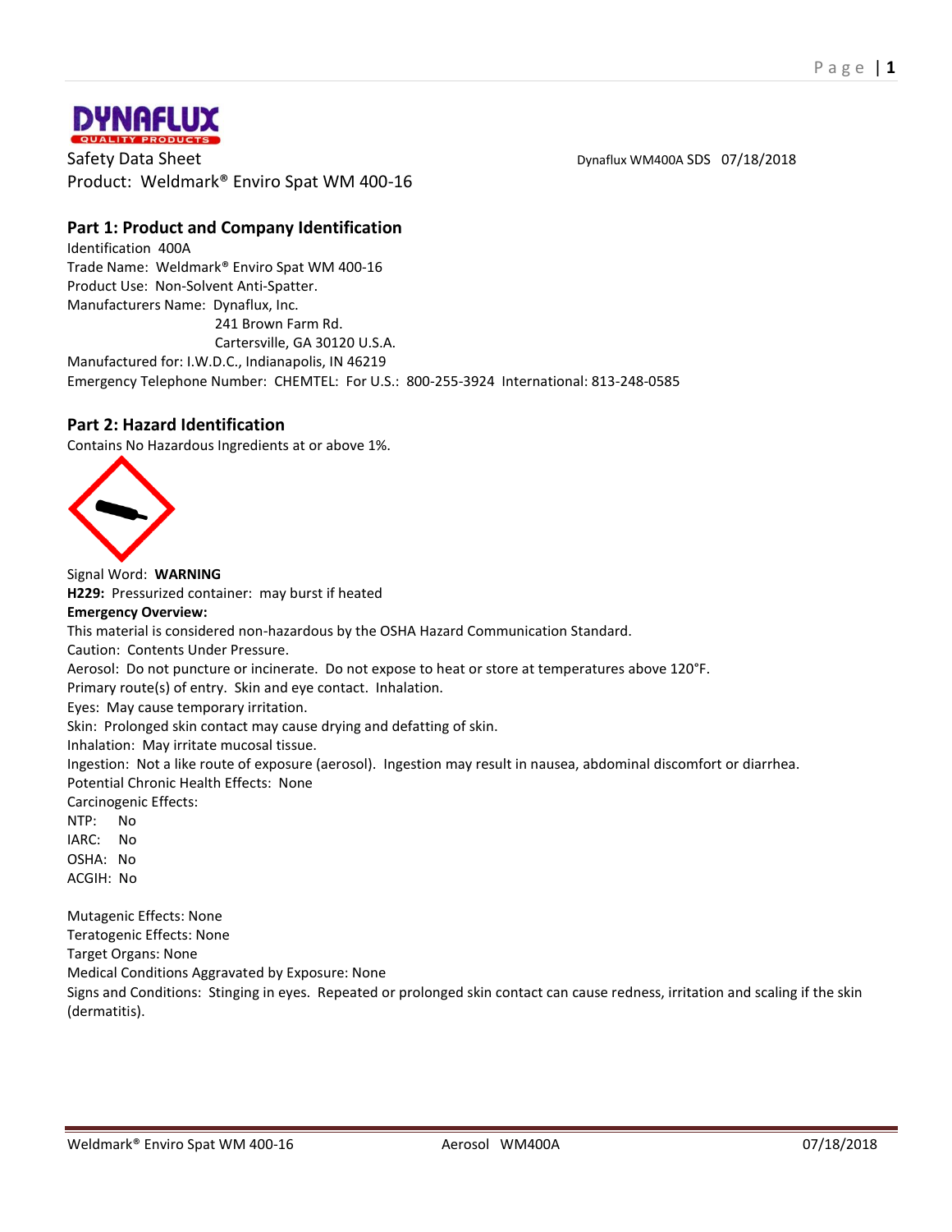DYNAFLUX
QUALITY PRODUCTS

Safety Data Sheet
Product: Weldmark® Enviro Spat WM 400-16

Dynaflux WM400A SDS 07/18/2018

## Part 1: Product and Company Identification

Identification 400A
Trade Name: Weldmark® Enviro Spat WM 400-16
Product Use: Non-Solvent Anti-Spatter.
Manufacturers Name: Dynaflux, Inc.
241 Brown Farm Rd.
Cartersville, GA 30120 U.S.A.
Manufactured for: I.W.D.C., Indianapolis, IN 46219
Emergency Telephone Number: CHEMTEL: For U.S.: 800-255-3924 International: 813-248-0585

## Part 2: Hazard Identification

Contains No Hazardous Ingredients at or above 1%.

Signal Word: **WARNING**
**H229:** Pressurized container: may burst if heated
**Emergency Overview:**
This material is considered non-hazardous by the OSHA Hazard Communication Standard.
Caution: Contents Under Pressure.
Aerosol: Do not puncture or incinerate. Do not expose to heat or store at temperatures above 120°F.
Primary route(s) of entry. Skin and eye contact. Inhalation.
Eyes: May cause temporary irritation.
Skin: Prolonged skin contact may cause drying and defatting of skin.
Inhalation: May irritate mucosal tissue.
Ingestion: Not a like route of exposure (aerosol). Ingestion may result in nausea, abdominal discomfort or diarrhea.
Potential Chronic Health Effects: None
Carcinogenic Effects:
NTP: No
IARC: No
OSHA: No
ACGIH: No

Mutagenic Effects: None
Teratogenic Effects: None
Target Organs: None
Medical Conditions Aggravated by Exposure: None
Signs and Conditions: Stinging in eyes. Repeated or prolonged skin contact can cause redness, irritation and scaling if the skin (dermatitis).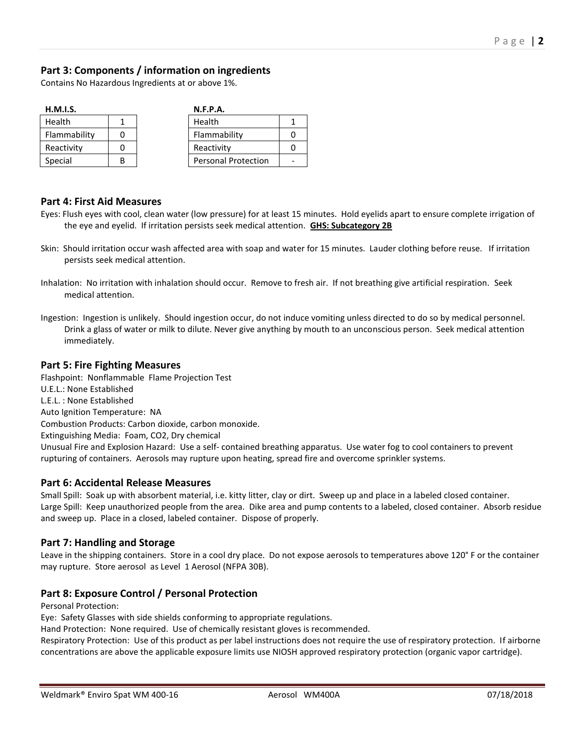## Part 3: Components / information on ingredients

Contains No Hazardous Ingredients at or above 1%.

**H.M.I.S.**

| Health | 1 |
|---|---|
| Flammability | 0 |
| Reactivity | 0 |
| Special | B |

**N.F.P.A.**

| Health | 1 |
|---|---|
| Flammability | 0 |
| Reactivity | 0 |
| Personal Protection | - |

## Part 4: First Aid Measures

Eyes: Flush eyes with cool, clean water (low pressure) for at least 15 minutes. Hold eyelids apart to ensure complete irrigation of the eye and eyelid. If irritation persists seek medical attention. **GHS: Subcategory 2B**

Skin: Should irritation occur wash affected area with soap and water for 15 minutes. Lauder clothing before reuse. If irritation persists seek medical attention.

Inhalation: No irritation with inhalation should occur. Remove to fresh air. If not breathing give artificial respiration. Seek medical attention.

Ingestion: Ingestion is unlikely. Should ingestion occur, do not induce vomiting unless directed to do so by medical personnel. Drink a glass of water or milk to dilute. Never give anything by mouth to an unconscious person. Seek medical attention immediately.

## Part 5: Fire Fighting Measures

Flashpoint: Nonflammable Flame Projection Test
U.E.L.: None Established
L.E.L. : None Established
Auto Ignition Temperature: NA
Combustion Products: Carbon dioxide, carbon monoxide.
Extinguishing Media: Foam, CO2, Dry chemical
Unusual Fire and Explosion Hazard: Use a self- contained breathing apparatus. Use water fog to cool containers to prevent rupturing of containers. Aerosols may rupture upon heating, spread fire and overcome sprinkler systems.

## Part 6: Accidental Release Measures

Small Spill: Soak up with absorbent material, i.e. kitty litter, clay or dirt. Sweep up and place in a labeled closed container.
Large Spill: Keep unauthorized people from the area. Dike area and pump contents to a labeled, closed container. Absorb residue and sweep up. Place in a closed, labeled container. Dispose of properly.

## Part 7: Handling and Storage

Leave in the shipping containers. Store in a cool dry place. Do not expose aerosols to temperatures above 120° F or the container may rupture. Store aerosol as Level 1 Aerosol (NFPA 30B).

## Part 8: Exposure Control / Personal Protection

Personal Protection:
Eye: Safety Glasses with side shields conforming to appropriate regulations.
Hand Protection: None required. Use of chemically resistant gloves is recommended.
Respiratory Protection: Use of this product as per label instructions does not require the use of respiratory protection. If airborne concentrations are above the applicable exposure limits use NIOSH approved respiratory protection (organic vapor cartridge).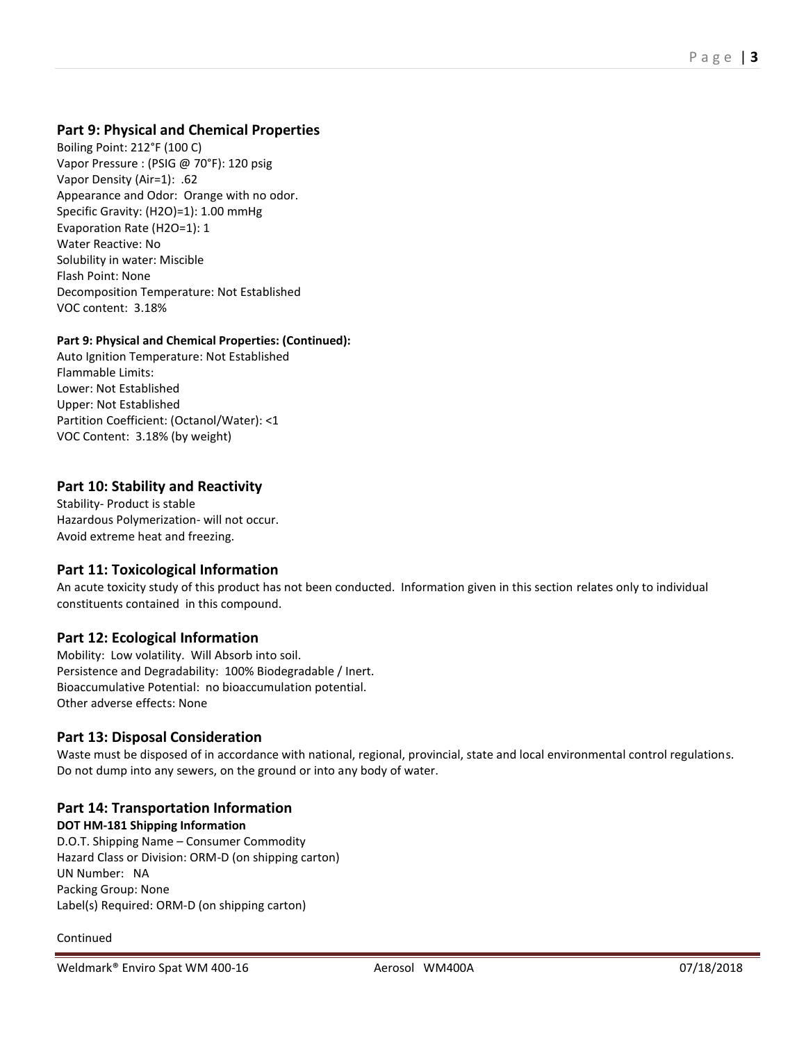## Part 9: Physical and Chemical Properties

Boiling Point: 212°F (100 C)
Vapor Pressure : (PSIG @ 70°F): 120 psig
Vapor Density (Air=1): .62
Appearance and Odor: Orange with no odor.
Specific Gravity: (H2O)=1): 1.00 mmHg
Evaporation Rate (H2O=1): 1
Water Reactive: No
Solubility in water: Miscible
Flash Point: None
Decomposition Temperature: Not Established
VOC content: 3.18%

**Part 9: Physical and Chemical Properties: (Continued):**

Auto Ignition Temperature: Not Established
Flammable Limits:
Lower: Not Established
Upper: Not Established
Partition Coefficient: (Octanol/Water): <1
VOC Content: 3.18% (by weight)

## Part 10: Stability and Reactivity

Stability- Product is stable
Hazardous Polymerization- will not occur.
Avoid extreme heat and freezing.

## Part 11: Toxicological Information

An acute toxicity study of this product has not been conducted. Information given in this section relates only to individual constituents contained in this compound.

## Part 12: Ecological Information

Mobility: Low volatility. Will Absorb into soil.
Persistence and Degradability: 100% Biodegradable / Inert.
Bioaccumulative Potential: no bioaccumulation potential.
Other adverse effects: None

## Part 13: Disposal Consideration

Waste must be disposed of in accordance with national, regional, provincial, state and local environmental control regulations. Do not dump into any sewers, on the ground or into any body of water.

## Part 14: Transportation Information

**DOT HM-181 Shipping Information**

D.O.T. Shipping Name – Consumer Commodity
Hazard Class or Division: ORM-D (on shipping carton)
UN Number: NA
Packing Group: None
Label(s) Required: ORM-D (on shipping carton)

Continued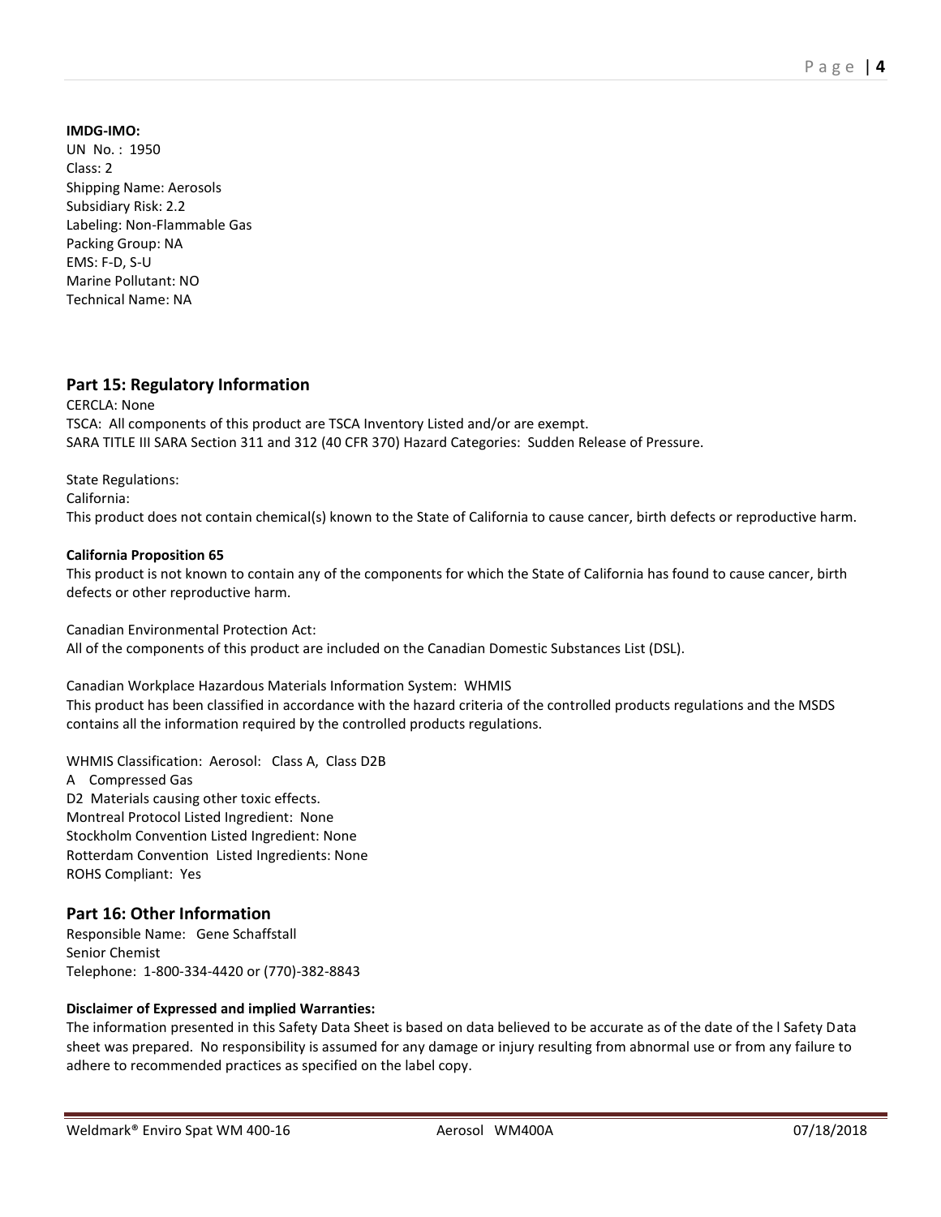**IMDG-IMO:**
UN No. : 1950
Class: 2
Shipping Name: Aerosols
Subsidiary Risk: 2.2
Labeling: Non-Flammable Gas
Packing Group: NA
EMS: F-D, S-U
Marine Pollutant: NO
Technical Name: NA

## Part 15: Regulatory Information

CERCLA: None
TSCA: All components of this product are TSCA Inventory Listed and/or are exempt.
SARA TITLE III SARA Section 311 and 312 (40 CFR 370) Hazard Categories: Sudden Release of Pressure.

State Regulations:
California:
This product does not contain chemical(s) known to the State of California to cause cancer, birth defects or reproductive harm.

**California Proposition 65**
This product is not known to contain any of the components for which the State of California has found to cause cancer, birth defects or other reproductive harm.

Canadian Environmental Protection Act:
All of the components of this product are included on the Canadian Domestic Substances List (DSL).

Canadian Workplace Hazardous Materials Information System: WHMIS
This product has been classified in accordance with the hazard criteria of the controlled products regulations and the MSDS contains all the information required by the controlled products regulations.

WHMIS Classification: Aerosol: Class A, Class D2B
A Compressed Gas
D2 Materials causing other toxic effects.
Montreal Protocol Listed Ingredient: None
Stockholm Convention Listed Ingredient: None
Rotterdam Convention Listed Ingredients: None
ROHS Compliant: Yes

## Part 16: Other Information

Responsible Name: Gene Schaffstall
Senior Chemist
Telephone: 1-800-334-4420 or (770)-382-8843

**Disclaimer of Expressed and implied Warranties:**
The information presented in this Safety Data Sheet is based on data believed to be accurate as of the date of the l Safety Data sheet was prepared. No responsibility is assumed for any damage or injury resulting from abnormal use or from any failure to adhere to recommended practices as specified on the label copy.